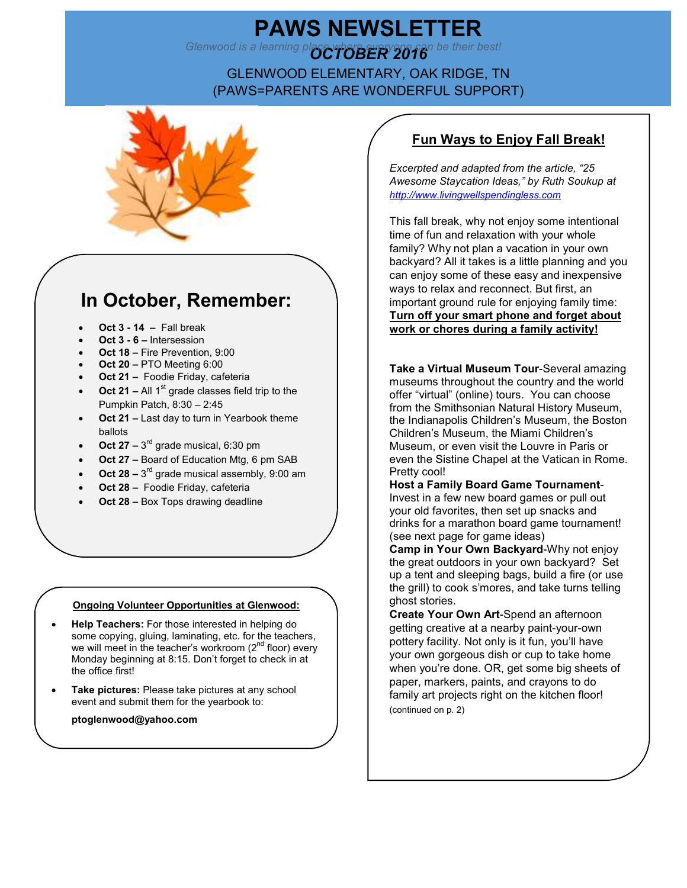# PAWS NEWSLETTER

*Glenwood is a learning place where everyone can be their best!*

## OCTOBER 2016

GLENWOOD ELEMENTARY, OAK RIDGE, TN
(PAWS=PARENTS ARE WONDERFUL SUPPORT)

## In October, Remember:

- **Oct 3 - 14 –** Fall break
- **Oct 3 - 6 –** Intersession
- **Oct 18 –** Fire Prevention, 9:00
- **Oct 20 –** PTO Meeting 6:00
- **Oct 21 –** Foodie Friday, cafeteria
- **Oct 21 –** All 1st grade classes field trip to the Pumpkin Patch, 8:30 – 2:45
- **Oct 21 –** Last day to turn in Yearbook theme ballots
- **Oct 27 –** 3rd grade musical, 6:30 pm
- **Oct 27 –** Board of Education Mtg, 6 pm SAB
- **Oct 28 –** 3rd grade musical assembly, 9:00 am
- **Oct 28 –** Foodie Friday, cafeteria
- **Oct 28 –** Box Tops drawing deadline

**Ongoing Volunteer Opportunities at Glenwood:**

- **Help Teachers:** For those interested in helping do some copying, gluing, laminating, etc. for the teachers, we will meet in the teacher's workroom (2nd floor) every Monday beginning at 8:15. Don't forget to check in at the office first!
- **Take pictures:** Please take pictures at any school event and submit them for the yearbook to:

  **ptoglenwood@yahoo.com**

## Fun Ways to Enjoy Fall Break!

*Excerpted and adapted from the article, "25 Awesome Staycation Ideas," by Ruth Soukup at http://www.livingwellspendingless.com*

This fall break, why not enjoy some intentional time of fun and relaxation with your whole family? Why not plan a vacation in your own backyard? All it takes is a little planning and you can enjoy some of these easy and inexpensive ways to relax and reconnect. But first, an important ground rule for enjoying family time: **Turn off your smart phone and forget about work or chores during a family activity!**

**Take a Virtual Museum Tour**-Several amazing museums throughout the country and the world offer "virtual" (online) tours. You can choose from the Smithsonian Natural History Museum, the Indianapolis Children's Museum, the Boston Children's Museum, the Miami Children's Museum, or even visit the Louvre in Paris or even the Sistine Chapel at the Vatican in Rome. Pretty cool!

**Host a Family Board Game Tournament**-Invest in a few new board games or pull out your old favorites, then set up snacks and drinks for a marathon board game tournament! (see next page for game ideas)

**Camp in Your Own Backyard**-Why not enjoy the great outdoors in your own backyard? Set up a tent and sleeping bags, build a fire (or use the grill) to cook s'mores, and take turns telling ghost stories.

**Create Your Own Art**-Spend an afternoon getting creative at a nearby paint-your-own pottery facility. Not only is it fun, you'll have your own gorgeous dish or cup to take home when you're done. OR, get some big sheets of paper, markers, paints, and crayons to do family art projects right on the kitchen floor!

(continued on p. 2)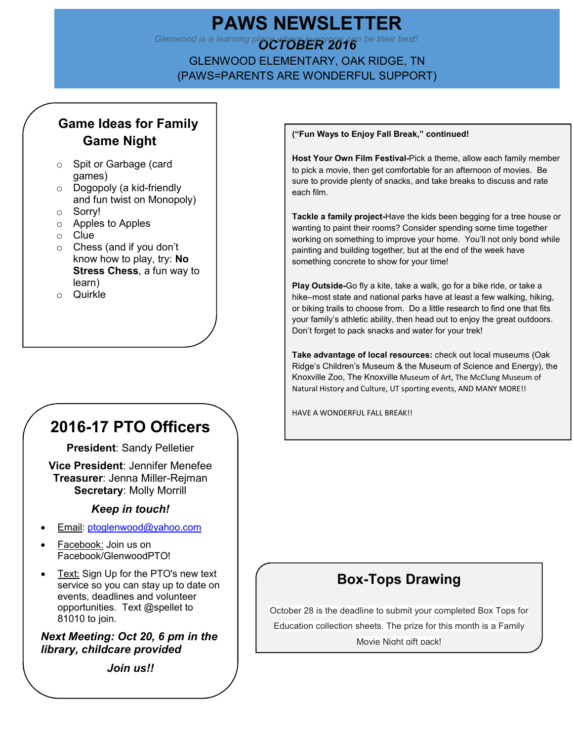# PAWS NEWSLETTER

*Glenwood is a learning place where everyone can be their best!*

***OCTOBER 2016***

GLENWOOD ELEMENTARY, OAK RIDGE, TN

(PAWS=PARENTS ARE WONDERFUL SUPPORT)

## Game Ideas for Family Game Night

- Spit or Garbage (card games)
- Dogopoly (a kid-friendly and fun twist on Monopoly)
- Sorry!
- Apples to Apples
- Clue
- Chess (and if you don't know how to play, try: **No Stress Chess**, a fun way to learn)
- Quirkle

**("Fun Ways to Enjoy Fall Break," continued!**

**Host Your Own Film Festival-**Pick a theme, allow each family member to pick a movie, then get comfortable for an afternoon of movies. Be sure to provide plenty of snacks, and take breaks to discuss and rate each film.

**Tackle a family project-**Have the kids been begging for a tree house or wanting to paint their rooms? Consider spending some time together working on something to improve your home. You'll not only bond while painting and building together, but at the end of the week have something concrete to show for your time!

**Play Outside-**Go fly a kite, take a walk, go for a bike ride, or take a hike–most state and national parks have at least a few walking, hiking, or biking trails to choose from. Do a little research to find one that fits your family's athletic ability, then head out to enjoy the great outdoors. Don't forget to pack snacks and water for your trek!

**Take advantage of local resources:** check out local museums (Oak Ridge's Children's Museum & the Museum of Science and Energy), the Knoxville Zoo, The Knoxville Museum of Art, The McClung Museum of Natural History and Culture, UT sporting events, AND MANY MORE!!

HAVE A WONDERFUL FALL BREAK!!

## 2016-17 PTO Officers

**President**: Sandy Pelletier

**Vice President**: Jennifer Menefee

**Treasurer**: Jenna Miller-Rejman

**Secretary**: Molly Morrill

***Keep in touch!***

- Email: ptoglenwood@yahoo.com
- Facebook: Join us on Facebook/GlenwoodPTO!
- Text: Sign Up for the PTO's new text service so you can stay up to date on events, deadlines and volunteer opportunities. Text @spellet to 81010 to join.

***Next Meeting: Oct 20, 6 pm in the library, childcare provided***

***Join us!!***

## Box-Tops Drawing

October 28 is the deadline to submit your completed Box Tops for Education collection sheets. The prize for this month is a Family Movie Night gift pack!